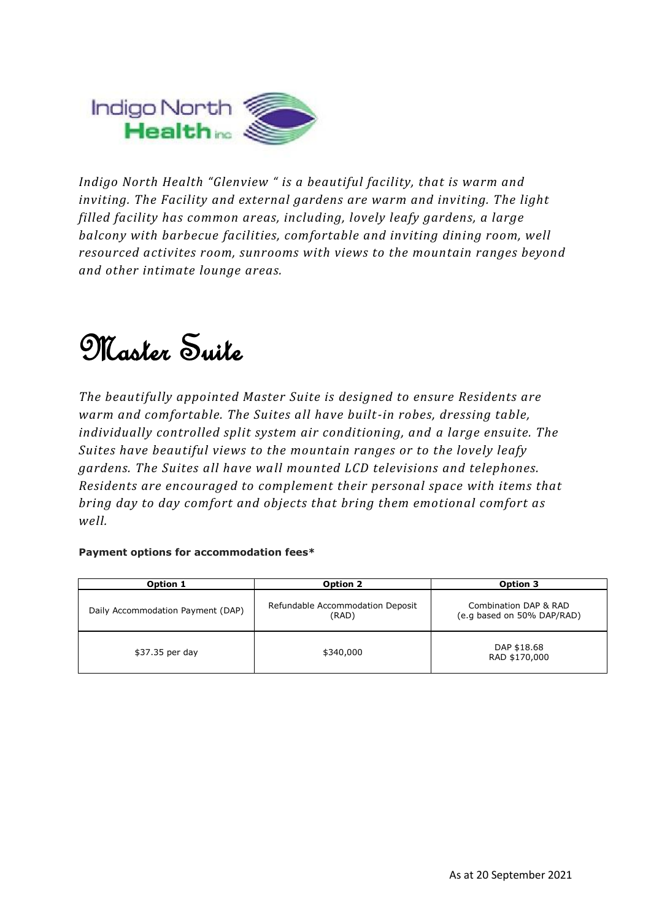*Indigo North Health "Glenview " is a beautiful facility, that is warm and inviting. The Facility and external gardens are warm and inviting. The light filled facility has common areas, including, lovely leafy gardens, a large balcony with barbecue facilities, comfortable and inviting dining room, well resourced activites room, sunrooms with views to the mountain ranges beyond and other intimate lounge areas.*

# Master Suite

*The beautifully appointed Master Suite is designed to ensure Residents are warm and comfortable. The Suites all have built-in robes, dressing table, individually controlled split system air conditioning, and a large ensuite. The Suites have beautiful views to the mountain ranges or to the lovely leafy gardens. The Suites all have wall mounted LCD televisions and telephones. Residents are encouraged to complement their personal space with items that bring day to day comfort and objects that bring them emotional comfort as well.*

**Payment options for accommodation fees***

| **Option 1** | **Option 2** | **Option 3** |
|---|---|---|
| Daily Accommodation Payment (DAP) | Refundable Accommodation Deposit (RAD) | Combination DAP & RAD (e.g based on 50% DAP/RAD) |
| $37.35 per day | $340,000 | DAP $18.68<br>RAD $170,000 |

As at 20 September 2021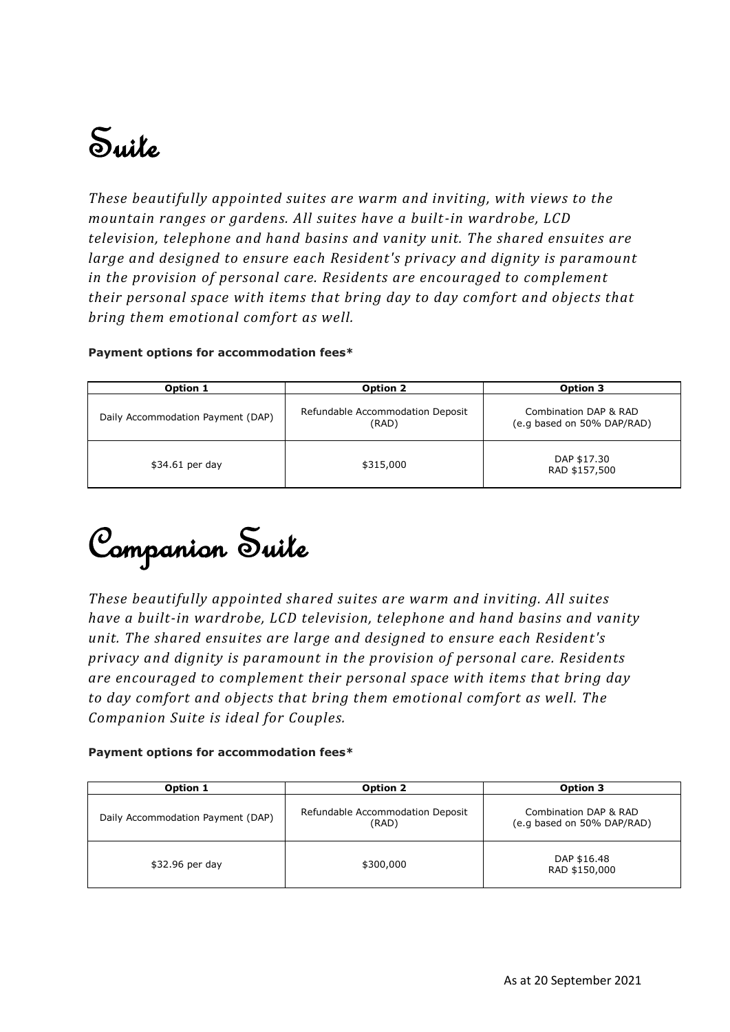# Suite

*These beautifully appointed suites are warm and inviting, with views to the mountain ranges or gardens. All suites have a built-in wardrobe, LCD television, telephone and hand basins and vanity unit. The shared ensuites are large and designed to ensure each Resident's privacy and dignity is paramount in the provision of personal care. Residents are encouraged to complement their personal space with items that bring day to day comfort and objects that bring them emotional comfort as well.*

**Payment options for accommodation fees***

| Option 1 | Option 2 | Option 3 |
|---|---|---|
| Daily Accommodation Payment (DAP) | Refundable Accommodation Deposit (RAD) | Combination DAP & RAD (e.g based on 50% DAP/RAD) |
| $34.61 per day | $315,000 | DAP $17.30<br>RAD $157,500 |

# Companion Suite

*These beautifully appointed shared suites are warm and inviting. All suites have a built-in wardrobe, LCD television, telephone and hand basins and vanity unit. The shared ensuites are large and designed to ensure each Resident's privacy and dignity is paramount in the provision of personal care. Residents are encouraged to complement their personal space with items that bring day to day comfort and objects that bring them emotional comfort as well. The Companion Suite is ideal for Couples.*

**Payment options for accommodation fees***

| Option 1 | Option 2 | Option 3 |
|---|---|---|
| Daily Accommodation Payment (DAP) | Refundable Accommodation Deposit (RAD) | Combination DAP & RAD (e.g based on 50% DAP/RAD) |
| $32.96 per day | $300,000 | DAP $16.48<br>RAD $150,000 |

As at 20 September 2021